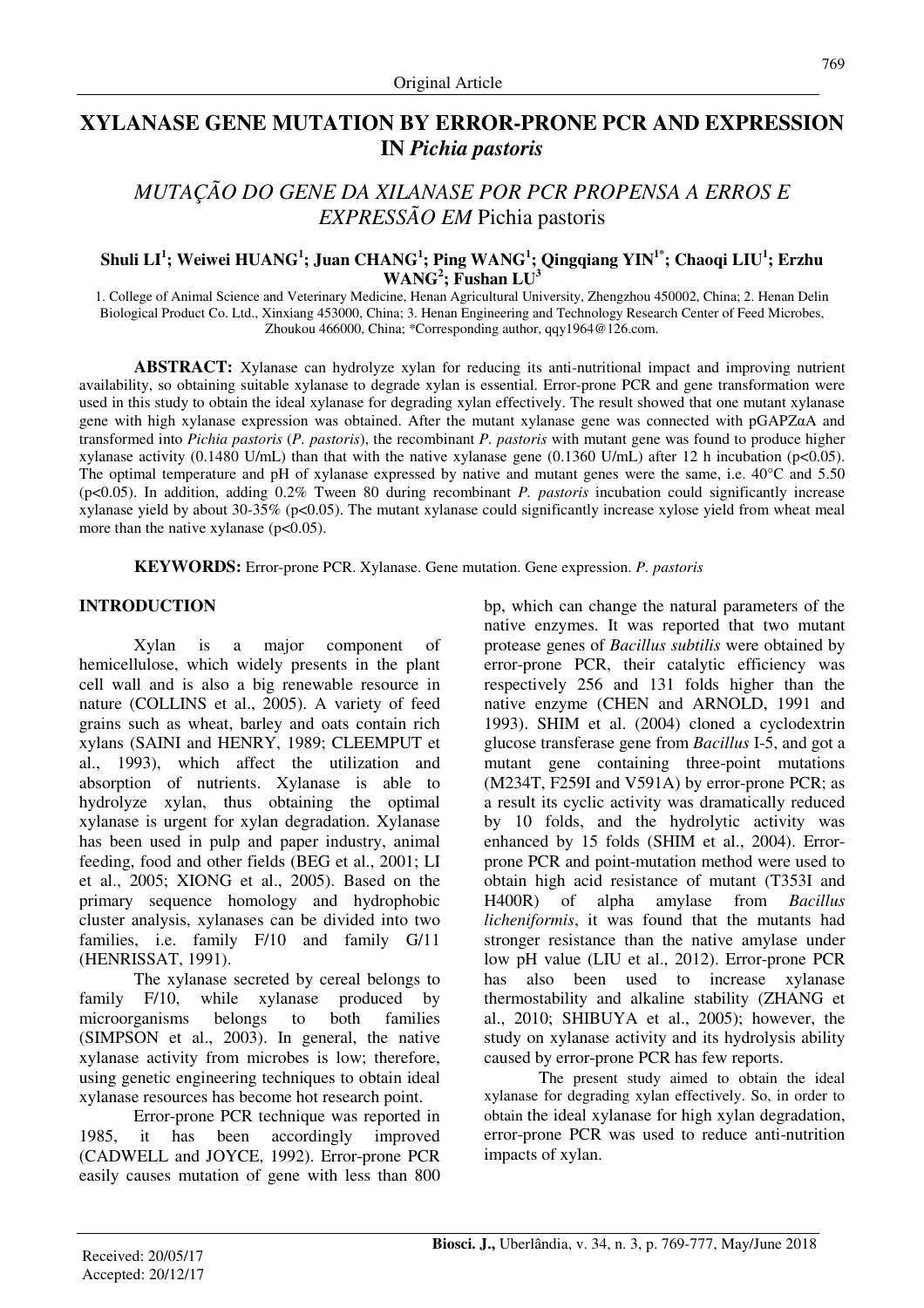Original Article

# XYLANASE GENE MUTATION BY ERROR-PRONE PCR AND EXPRESSION IN *Pichia pastoris*

## *MUTAÇÃO DO GENE DA XILANASE POR PCR PROPENSA A ERROS E EXPRESSÃO EM* Pichia pastoris

**Shuli LI[1]; Weiwei HUANG[1]; Juan CHANG[1]; Ping WANG[1]; Qingqiang YIN[1*]; Chaoqi LIU[1]; Erzhu WANG[2]; Fushan LU[3]**

1. College of Animal Science and Veterinary Medicine, Henan Agricultural University, Zhengzhou 450002, China; 2. Henan Delin Biological Product Co. Ltd., Xinxiang 453000, China; 3. Henan Engineering and Technology Research Center of Feed Microbes, Zhoukou 466000, China; *Corresponding author, qqy1964@126.com.

**ABSTRACT:** Xylanase can hydrolyze xylan for reducing its anti-nutritional impact and improving nutrient availability, so obtaining suitable xylanase to degrade xylan is essential. Error-prone PCR and gene transformation were used in this study to obtain the ideal xylanase for degrading xylan effectively. The result showed that one mutant xylanase gene with high xylanase expression was obtained. After the mutant xylanase gene was connected with pGAPZαA and transformed into *Pichia pastoris* (*P. pastoris*), the recombinant *P. pastoris* with mutant gene was found to produce higher xylanase activity (0.1480 U/mL) than that with the native xylanase gene (0.1360 U/mL) after 12 h incubation ($p<0.05$). The optimal temperature and pH of xylanase expressed by native and mutant genes were the same, i.e. 40°C and 5.50 ($p<0.05$). In addition, adding 0.2% Tween 80 during recombinant *P. pastoris* incubation could significantly increase xylanase yield by about 30-35% ($p<0.05$). The mutant xylanase could significantly increase xylose yield from wheat meal more than the native xylanase ($p<0.05$).

**KEYWORDS:** Error-prone PCR. Xylanase. Gene mutation. Gene expression. *P. pastoris*

## INTRODUCTION

Xylan is a major component of hemicellulose, which widely presents in the plant cell wall and is also a big renewable resource in nature (COLLINS et al., 2005). A variety of feed grains such as wheat, barley and oats contain rich xylans (SAINI and HENRY, 1989; CLEEMPUT et al., 1993), which affect the utilization and absorption of nutrients. Xylanase is able to hydrolyze xylan, thus obtaining the optimal xylanase is urgent for xylan degradation. Xylanase has been used in pulp and paper industry, animal feeding, food and other fields (BEG et al., 2001; LI et al., 2005; XIONG et al., 2005). Based on the primary sequence homology and hydrophobic cluster analysis, xylanases can be divided into two families, i.e. family F/10 and family G/11 (HENRISSAT, 1991).

The xylanase secreted by cereal belongs to family F/10, while xylanase produced by microorganisms belongs to both families (SIMPSON et al., 2003). In general, the native xylanase activity from microbes is low; therefore, using genetic engineering techniques to obtain ideal xylanase resources has become hot research point.

Error-prone PCR technique was reported in 1985, it has been accordingly improved (CADWELL and JOYCE, 1992). Error-prone PCR easily causes mutation of gene with less than 800 bp, which can change the natural parameters of the native enzymes. It was reported that two mutant protease genes of *Bacillus subtilis* were obtained by error-prone PCR, their catalytic efficiency was respectively 256 and 131 folds higher than the native enzyme (CHEN and ARNOLD, 1991 and 1993). SHIM et al. (2004) cloned a cyclodextrin glucose transferase gene from *Bacillus* I-5, and got a mutant gene containing three-point mutations (M234T, F259I and V591A) by error-prone PCR; as a result its cyclic activity was dramatically reduced by 10 folds, and the hydrolytic activity was enhanced by 15 folds (SHIM et al., 2004). Error-prone PCR and point-mutation method were used to obtain high acid resistance of mutant (T353I and H400R) of alpha amylase from *Bacillus licheniformis*, it was found that the mutants had stronger resistance than the native amylase under low pH value (LIU et al., 2012). Error-prone PCR has also been used to increase xylanase thermostability and alkaline stability (ZHANG et al., 2010; SHIBUYA et al., 2005); however, the study on xylanase activity and its hydrolysis ability caused by error-prone PCR has few reports.

The present study aimed to obtain the ideal xylanase for degrading xylan effectively. So, in order to obtain the ideal xylanase for high xylan degradation, error-prone PCR was used to reduce anti-nutrition impacts of xylan.

Received: 20/05/17
Accepted: 20/12/17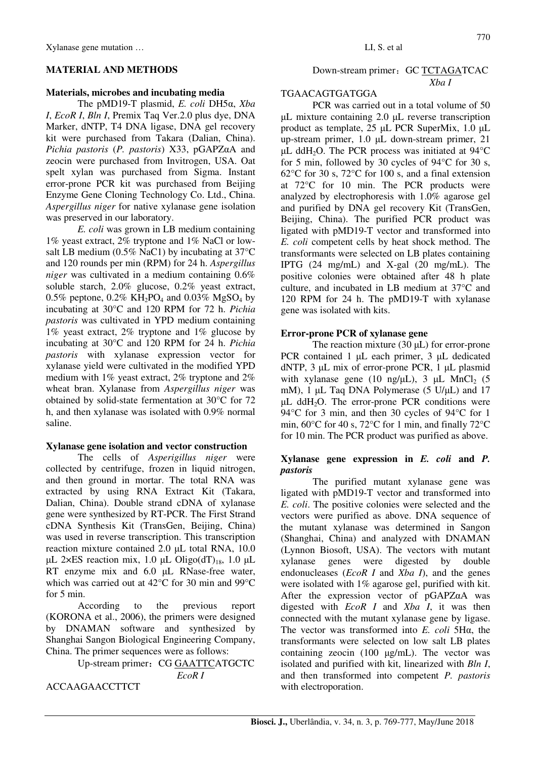## MATERIAL AND METHODS

### Materials, microbes and incubating media

The pMD19-T plasmid, *E. coli* DH5α, *Xba I*, *EcoR I*, *Bln I*, Premix Taq Ver.2.0 plus dye, DNA Marker, dNTP, T4 DNA ligase, DNA gel recovery kit were purchased from Takara (Dalian, China). *Pichia pastoris* (*P. pastoris*) X33, pGAPZαA and zeocin were purchased from Invitrogen, USA. Oat spelt xylan was purchased from Sigma. Instant error-prone PCR kit was purchased from Beijing Enzyme Gene Cloning Technology Co. Ltd., China. *Aspergillus niger* for native xylanase gene isolation was preserved in our laboratory.

*E. coli* was grown in LB medium containing 1% yeast extract, 2% tryptone and 1% NaCl or low-salt LB medium (0.5% NaC1) by incubating at 37°C and 120 rounds per min (RPM) for 24 h. *Aspergillus niger* was cultivated in a medium containing 0.6% soluble starch, 2.0% glucose, 0.2% yeast extract, 0.5% peptone, 0.2% $KH_2PO_4$ and 0.03% $MgSO_4$ by incubating at 30°C and 120 RPM for 72 h. *Pichia pastoris* was cultivated in YPD medium containing 1% yeast extract, 2% tryptone and 1% glucose by incubating at 30°C and 120 RPM for 24 h. *Pichia pastoris* with xylanase expression vector for xylanase yield were cultivated in the modified YPD medium with 1% yeast extract, 2% tryptone and 2% wheat bran. Xylanase from *Aspergillus niger* was obtained by solid-state fermentation at 30°C for 72 h, and then xylanase was isolated with 0.9% normal saline.

### Xylanase gene isolation and vector construction

The cells of *Asperigillus niger* were collected by centrifuge, frozen in liquid nitrogen, and then ground in mortar. The total RNA was extracted by using RNA Extract Kit (Takara, Dalian, China). Double strand cDNA of xylanase gene were synthesized by RT-PCR. The First Strand cDNA Synthesis Kit (TransGen, Beijing, China) was used in reverse transcription. This transcription reaction mixture contained 2.0 μL total RNA, 10.0 μL 2×ES reaction mix, 1.0 μL Oligo$(dT)_{18}$, 1.0 μL RT enzyme mix and 6.0 μL RNase-free water, which was carried out at 42°C for 30 min and 99°C for 5 min.

According to the previous report (KORONA et al., 2006), the primers were designed by DNAMAN software and synthesized by Shanghai Sangon Biological Engineering Company, China. The primer sequences were as follows:

Up-stream primer：CG GAATTC ATGCTC ACCAAGAACCTTCT (GAATTC: *EcoR I*)

Down-stream primer：GC TCTAGA TCAC TGAACAGTGATGGA (TCTAGA: *Xba I*)

PCR was carried out in a total volume of 50 μL mixture containing 2.0 μL reverse transcription product as template, 25 μL PCR SuperMix, 1.0 μL up-stream primer, 1.0 μL down-stream primer, 21 μL $ddH_2O$. The PCR process was initiated at 94°C for 5 min, followed by 30 cycles of 94°C for 30 s, 62°C for 30 s, 72°C for 100 s, and a final extension at 72°C for 10 min. The PCR products were analyzed by electrophoresis with 1.0% agarose gel and purified by DNA gel recovery Kit (TransGen, Beijing, China). The purified PCR product was ligated with pMD19-T vector and transformed into *E. coli* competent cells by heat shock method. The transformants were selected on LB plates containing IPTG (24 mg/mL) and X-gal (20 mg/mL). The positive colonies were obtained after 48 h plate culture, and incubated in LB medium at 37°C and 120 RPM for 24 h. The pMD19-T with xylanase gene was isolated with kits.

### Error-prone PCR of xylanase gene

The reaction mixture (30 μL) for error-prone PCR contained 1 μL each primer, 3 μL dedicated dNTP, 3 μL mix of error-prone PCR, 1 μL plasmid with xylanase gene (10 ng/μL), 3 μL $MnCl_2$ (5 mM), 1 μL Taq DNA Polymerase (5 U/μL) and 17 μL $ddH_2O$. The error-prone PCR conditions were 94°C for 3 min, and then 30 cycles of 94°C for 1 min, 60°C for 40 s, 72°C for 1 min, and finally 72°C for 10 min. The PCR product was purified as above.

### Xylanase gene expression in *E. coli* and *P. pastoris*

The purified mutant xylanase gene was ligated with pMD19-T vector and transformed into *E. coli*. The positive colonies were selected and the vectors were purified as above. DNA sequence of the mutant xylanase was determined in Sangon (Shanghai, China) and analyzed with DNAMAN (Lynnon Biosoft, USA). The vectors with mutant xylanase genes were digested by double endonucleases (*EcoR I* and *Xba I*), and the genes were isolated with 1% agarose gel, purified with kit. After the expression vector of pGAPZαA was digested with *EcoR I* and *Xba I*, it was then connected with the mutant xylanase gene by ligase. The vector was transformed into *E. coli* 5Hα, the transformants were selected on low salt LB plates containing zeocin (100 μg/mL). The vector was isolated and purified with kit, linearized with *Bln I*, and then transformed into competent *P. pastoris* with electroporation.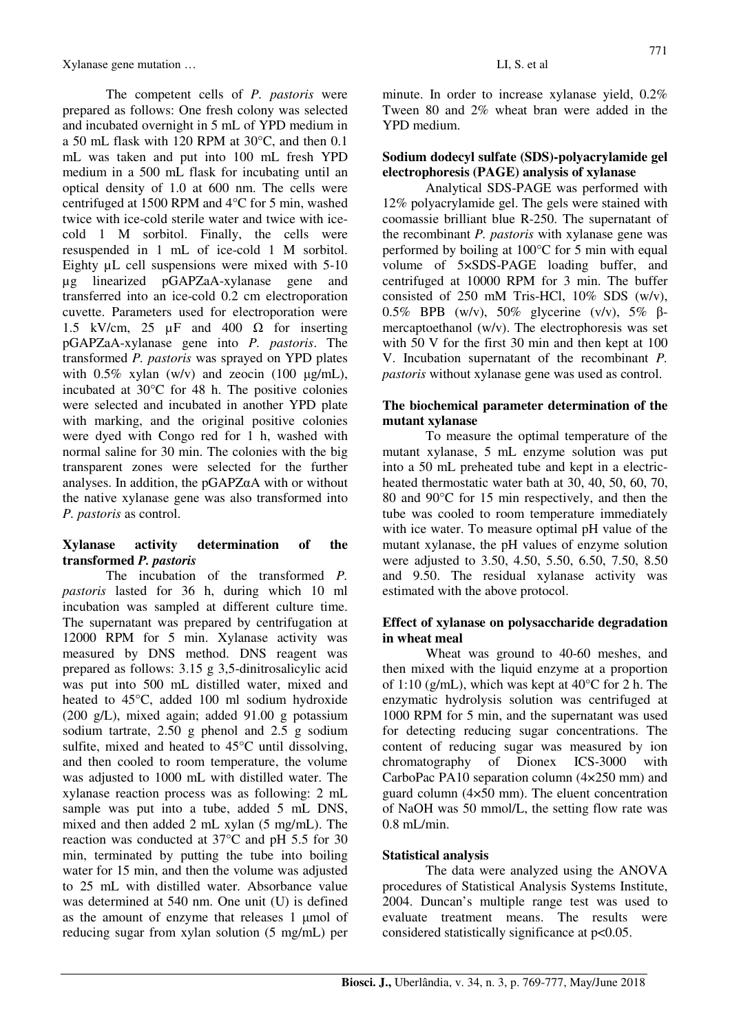The competent cells of *P. pastoris* were prepared as follows: One fresh colony was selected and incubated overnight in 5 mL of YPD medium in a 50 mL flask with 120 RPM at 30°C, and then 0.1 mL was taken and put into 100 mL fresh YPD medium in a 500 mL flask for incubating until an optical density of 1.0 at 600 nm. The cells were centrifuged at 1500 RPM and 4°C for 5 min, washed twice with ice-cold sterile water and twice with ice-cold 1 M sorbitol. Finally, the cells were resuspended in 1 mL of ice-cold 1 M sorbitol. Eighty μL cell suspensions were mixed with 5-10 μg linearized pGAPZaA-xylanase gene and transferred into an ice-cold 0.2 cm electroporation cuvette. Parameters used for electroporation were 1.5 kV/cm, 25 μF and 400 Ω for inserting pGAPZaA-xylanase gene into *P. pastoris*. The transformed *P. pastoris* was sprayed on YPD plates with 0.5% xylan (w/v) and zeocin (100 μg/mL), incubated at 30°C for 48 h. The positive colonies were selected and incubated in another YPD plate with marking, and the original positive colonies were dyed with Congo red for 1 h, washed with normal saline for 30 min. The colonies with the big transparent zones were selected for the further analyses. In addition, the pGAPZαA with or without the native xylanase gene was also transformed into *P. pastoris* as control.

## Xylanase activity determination of the transformed *P. pastoris*

The incubation of the transformed *P. pastoris* lasted for 36 h, during which 10 ml incubation was sampled at different culture time. The supernatant was prepared by centrifugation at 12000 RPM for 5 min. Xylanase activity was measured by DNS method. DNS reagent was prepared as follows: 3.15 g 3,5-dinitrosalicylic acid was put into 500 mL distilled water, mixed and heated to 45°C, added 100 ml sodium hydroxide (200 g/L), mixed again; added 91.00 g potassium sodium tartrate, 2.50 g phenol and 2.5 g sodium sulfite, mixed and heated to 45°C until dissolving, and then cooled to room temperature, the volume was adjusted to 1000 mL with distilled water. The xylanase reaction process was as following: 2 mL sample was put into a tube, added 5 mL DNS, mixed and then added 2 mL xylan (5 mg/mL). The reaction was conducted at 37°C and pH 5.5 for 30 min, terminated by putting the tube into boiling water for 15 min, and then the volume was adjusted to 25 mL with distilled water. Absorbance value was determined at 540 nm. One unit (U) is defined as the amount of enzyme that releases 1 μmol of reducing sugar from xylan solution (5 mg/mL) per minute. In order to increase xylanase yield, 0.2% Tween 80 and 2% wheat bran were added in the YPD medium.

## Sodium dodecyl sulfate (SDS)-polyacrylamide gel electrophoresis (PAGE) analysis of xylanase

Analytical SDS-PAGE was performed with 12% polyacrylamide gel. The gels were stained with coomassie brilliant blue R-250. The supernatant of the recombinant *P. pastoris* with xylanase gene was performed by boiling at 100°C for 5 min with equal volume of 5×SDS-PAGE loading buffer, and centrifuged at 10000 RPM for 3 min. The buffer consisted of 250 mM Tris-HCl, 10% SDS (w/v), 0.5% BPB (w/v), 50% glycerine (v/v), 5% β-mercaptoethanol (w/v). The electrophoresis was set with 50 V for the first 30 min and then kept at 100 V. Incubation supernatant of the recombinant *P. pastoris* without xylanase gene was used as control.

## The biochemical parameter determination of the mutant xylanase

To measure the optimal temperature of the mutant xylanase, 5 mL enzyme solution was put into a 50 mL preheated tube and kept in a electric-heated thermostatic water bath at 30, 40, 50, 60, 70, 80 and 90°C for 15 min respectively, and then the tube was cooled to room temperature immediately with ice water. To measure optimal pH value of the mutant xylanase, the pH values of enzyme solution were adjusted to 3.50, 4.50, 5.50, 6.50, 7.50, 8.50 and 9.50. The residual xylanase activity was estimated with the above protocol.

## Effect of xylanase on polysaccharide degradation in wheat meal

Wheat was ground to 40-60 meshes, and then mixed with the liquid enzyme at a proportion of 1:10 (g/mL), which was kept at 40°C for 2 h. The enzymatic hydrolysis solution was centrifuged at 1000 RPM for 5 min, and the supernatant was used for detecting reducing sugar concentrations. The content of reducing sugar was measured by ion chromatography of Dionex ICS-3000 with CarboPac PA10 separation column (4×250 mm) and guard column (4×50 mm). The eluent concentration of NaOH was 50 mmol/L, the setting flow rate was 0.8 mL/min.

## Statistical analysis

The data were analyzed using the ANOVA procedures of Statistical Analysis Systems Institute, 2004. Duncan's multiple range test was used to evaluate treatment means. The results were considered statistically significance at $p<0.05$.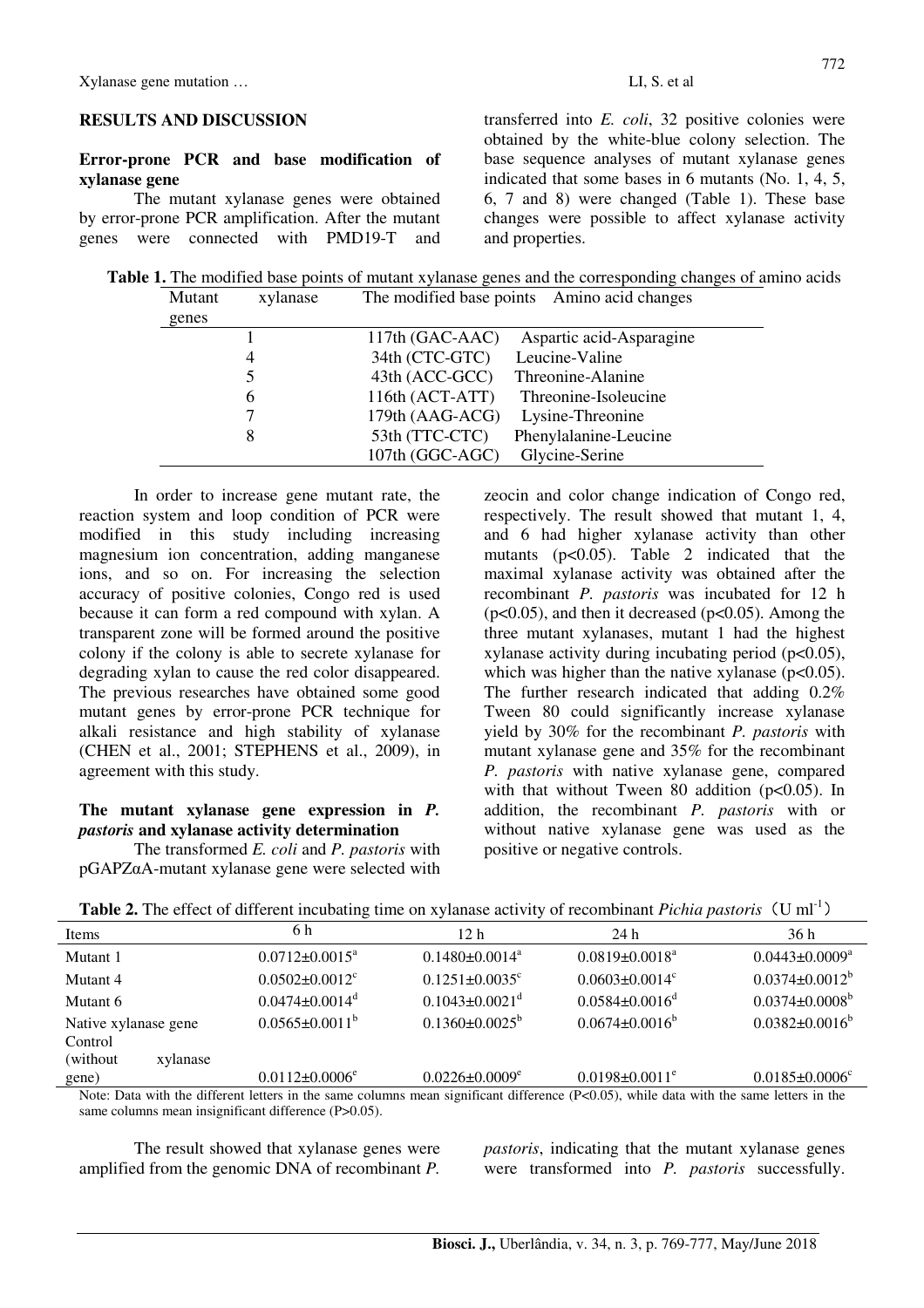## RESULTS AND DISCUSSION

### Error-prone PCR and base modification of xylanase gene

The mutant xylanase genes were obtained by error-prone PCR amplification. After the mutant genes were connected with PMD19-T and transferred into *E. coli*, 32 positive colonies were obtained by the white-blue colony selection. The base sequence analyses of mutant xylanase genes indicated that some bases in 6 mutants (No. 1, 4, 5, 6, 7 and 8) were changed (Table 1). These base changes were possible to affect xylanase activity and properties.

**Table 1.** The modified base points of mutant xylanase genes and the corresponding changes of amino acids

| Mutant xylanase genes | The modified base points | Amino acid changes |
| --- | --- | --- |
| 1 | 117th (GAC-AAC) | Aspartic acid-Asparagine |
| 4 | 34th (CTC-GTC) | Leucine-Valine |
| 5 | 43th (ACC-GCC) | Threonine-Alanine |
| 6 | 116th (ACT-ATT) | Threonine-Isoleucine |
| 7 | 179th (AAG-ACG) | Lysine-Threonine |
| 8 | 53th (TTC-CTC) | Phenylalanine-Leucine |
|  | 107th (GGC-AGC) | Glycine-Serine |

In order to increase gene mutant rate, the reaction system and loop condition of PCR were modified in this study including increasing magnesium ion concentration, adding manganese ions, and so on. For increasing the selection accuracy of positive colonies, Congo red is used because it can form a red compound with xylan. A transparent zone will be formed around the positive colony if the colony is able to secrete xylanase for degrading xylan to cause the red color disappeared. The previous researches have obtained some good mutant genes by error-prone PCR technique for alkali resistance and high stability of xylanase (CHEN et al., 2001; STEPHENS et al., 2009), in agreement with this study.

### The mutant xylanase gene expression in *P. pastoris* and xylanase activity determination

The transformed *E. coli* and *P. pastoris* with pGAPZαA-mutant xylanase gene were selected with zeocin and color change indication of Congo red, respectively. The result showed that mutant 1, 4, and 6 had higher xylanase activity than other mutants ($p<0.05$). Table 2 indicated that the maximal xylanase activity was obtained after the recombinant *P. pastoris* was incubated for 12 h ($p<0.05$), and then it decreased ($p<0.05$). Among the three mutant xylanases, mutant 1 had the highest xylanase activity during incubating period ($p<0.05$), which was higher than the native xylanase ($p<0.05$). The further research indicated that adding 0.2% Tween 80 could significantly increase xylanase yield by 30% for the recombinant *P. pastoris* with mutant xylanase gene and 35% for the recombinant *P. pastoris* with native xylanase gene, compared with that without Tween 80 addition ($p<0.05$). In addition, the recombinant *P. pastoris* with or without native xylanase gene was used as the positive or negative controls.

**Table 2.** The effect of different incubating time on xylanase activity of recombinant *Pichia pastoris* (U $ml^{-1}$)

| Items | 6 h | 12 h | 24 h | 36 h |
| --- | --- | --- | --- | --- |
| Mutant 1 | $0.0712±0.0015^a$ | $0.1480±0.0014^a$ | $0.0819±0.0018^a$ | $0.0443±0.0009^a$ |
| Mutant 4 | $0.0502±0.0012^c$ | $0.1251±0.0035^c$ | $0.0603±0.0014^c$ | $0.0374±0.0012^b$ |
| Mutant 6 | $0.0474±0.0014^d$ | $0.1043±0.0021^d$ | $0.0584±0.0016^d$ | $0.0374±0.0008^b$ |
| Native xylanase gene | $0.0565±0.0011^b$ | $0.1360±0.0025^b$ | $0.0674±0.0016^b$ | $0.0382±0.0016^b$ |
| Control (without xylanase gene) | $0.0112±0.0006^e$ | $0.0226±0.0009^e$ | $0.0198±0.0011^e$ | $0.0185±0.0006^c$ |

Note: Data with the different letters in the same columns mean significant difference ($P<0.05$), while data with the same letters in the same columns mean insignificant difference ($P>0.05$).

The result showed that xylanase genes were amplified from the genomic DNA of recombinant *P. pastoris*, indicating that the mutant xylanase genes were transformed into *P. pastoris* successfully.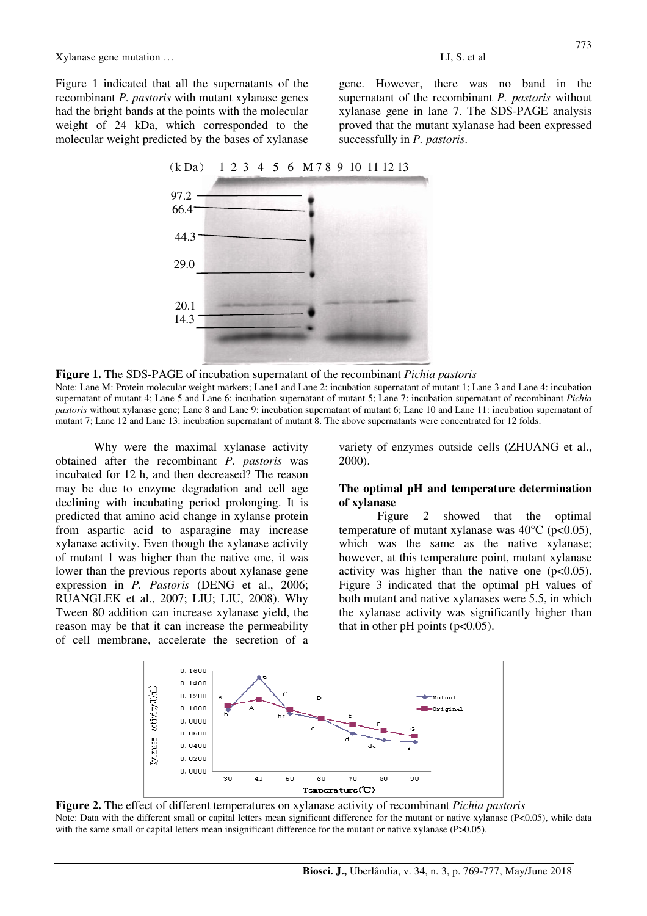Figure 1 indicated that all the supernatants of the recombinant *P. pastoris* with mutant xylanase genes had the bright bands at the points with the molecular weight of 24 kDa, which corresponded to the molecular weight predicted by the bases of xylanase gene. However, there was no band in the supernatant of the recombinant *P. pastoris* without xylanase gene in lane 7. The SDS-PAGE analysis proved that the mutant xylanase had been expressed successfully in *P. pastoris*.

**Figure 1.** The SDS-PAGE of incubation supernatant of the recombinant *Pichia pastoris*

Note: Lane M: Protein molecular weight markers; Lane1 and Lane 2: incubation supernatant of mutant 1; Lane 3 and Lane 4: incubation supernatant of mutant 4; Lane 5 and Lane 6: incubation supernatant of mutant 5; Lane 7: incubation supernatant of recombinant *Pichia pastoris* without xylanase gene; Lane 8 and Lane 9: incubation supernatant of mutant 6; Lane 10 and Lane 11: incubation supernatant of mutant 7; Lane 12 and Lane 13: incubation supernatant of mutant 8. The above supernatants were concentrated for 12 folds.

Why were the maximal xylanase activity obtained after the recombinant *P. pastoris* was incubated for 12 h, and then decreased? The reason may be due to enzyme degradation and cell age declining with incubating period prolonging. It is predicted that amino acid change in xylanse protein from aspartic acid to asparagine may increase xylanase activity. Even though the xylanase activity of mutant 1 was higher than the native one, it was lower than the previous reports about xylanase gene expression in *P. Pastoris* (DENG et al., 2006; RUANGLEK et al., 2007; LIU; LIU, 2008). Why Tween 80 addition can increase xylanase yield, the reason may be that it can increase the permeability of cell membrane, accelerate the secretion of a variety of enzymes outside cells (ZHUANG et al., 2000).

## The optimal pH and temperature determination of xylanase

Figure 2 showed that the optimal temperature of mutant xylanase was 40°C ($p<0.05$), which was the same as the native xylanase; however, at this temperature point, mutant xylanase activity was higher than the native one ($p<0.05$). Figure 3 indicated that the optimal pH values of both mutant and native xylanases were 5.5, in which the xylanase activity was significantly higher than that in other pH points ($p<0.05$).

**Figure 2.** The effect of different temperatures on xylanase activity of recombinant *Pichia pastoris*

Note: Data with the different small or capital letters mean significant difference for the mutant or native xylanase (P<0.05), while data with the same small or capital letters mean insignificant difference for the mutant or native xylanase (P>0.05).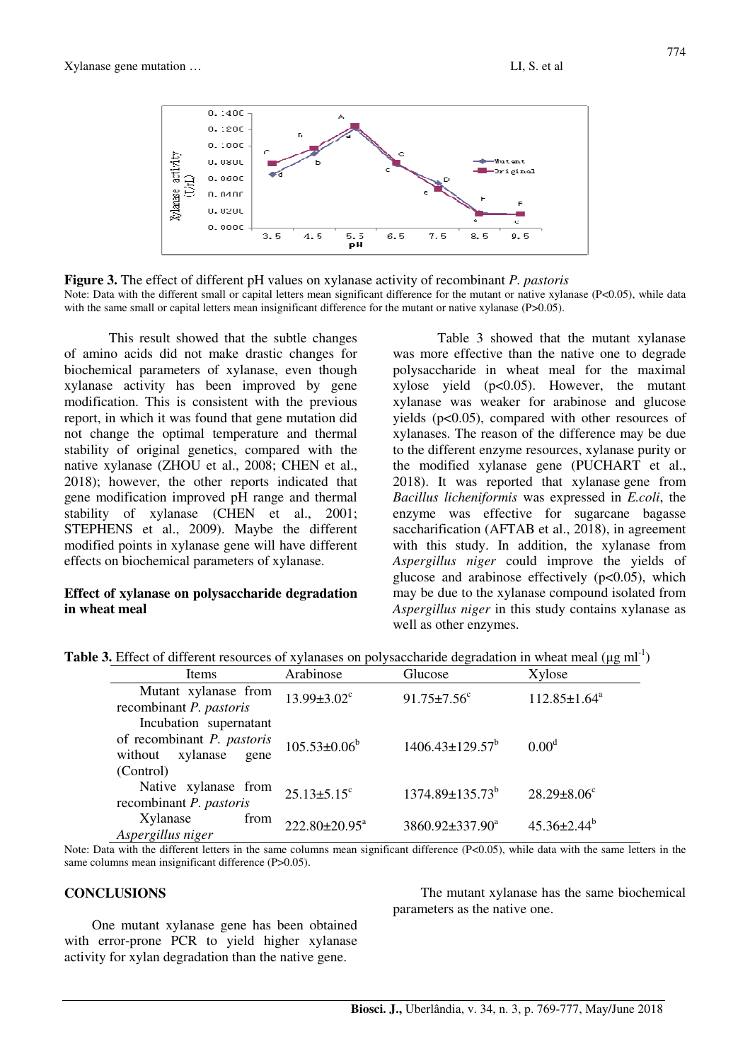**Figure 3.** The effect of different pH values on xylanase activity of recombinant *P. pastoris*

Note: Data with the different small or capital letters mean significant difference for the mutant or native xylanase (P<0.05), while data with the same small or capital letters mean insignificant difference for the mutant or native xylanase (P>0.05).

This result showed that the subtle changes of amino acids did not make drastic changes for biochemical parameters of xylanase, even though xylanase activity has been improved by gene modification. This is consistent with the previous report, in which it was found that gene mutation did not change the optimal temperature and thermal stability of original genetics, compared with the native xylanase (ZHOU et al., 2008; CHEN et al., 2018); however, the other reports indicated that gene modification improved pH range and thermal stability of xylanase (CHEN et al., 2001; STEPHENS et al., 2009). Maybe the different modified points in xylanase gene will have different effects on biochemical parameters of xylanase.

**Effect of xylanase on polysaccharide degradation in wheat meal**

Table 3 showed that the mutant xylanase was more effective than the native one to degrade polysaccharide in wheat meal for the maximal xylose yield ($p<0.05$). However, the mutant xylanase was weaker for arabinose and glucose yields ($p<0.05$), compared with other resources of xylanases. The reason of the difference may be due to the different enzyme resources, xylanase purity or the modified xylanase gene (PUCHART et al., 2018). It was reported that xylanase gene from *Bacillus licheniformis* was expressed in *E.coli*, the enzyme was effective for sugarcane bagasse saccharification (AFTAB et al., 2018), in agreement with this study. In addition, the xylanase from *Aspergillus niger* could improve the yields of glucose and arabinose effectively ($p<0.05$), which may be due to the xylanase compound isolated from *Aspergillus niger* in this study contains xylanase as well as other enzymes.

**Table 3.** Effect of different resources of xylanases on polysaccharide degradation in wheat meal (μg ml$^{-1}$)

| Items | Arabinose | Glucose | Xylose |
|---|---|---|---|
| Mutant xylanase from recombinant *P. pastoris* | 13.99±3.02$^{c}$ | 91.75±7.56$^{c}$ | 112.85±1.64$^{a}$ |
| Incubation supernatant of recombinant *P. pastoris* without xylanase gene (Control) | 105.53±0.06$^{b}$ | 1406.43±129.57$^{b}$ | 0.00$^{d}$ |
| Native xylanase from recombinant *P. pastoris* | 25.13±5.15$^{c}$ | 1374.89±135.73$^{b}$ | 28.29±8.06$^{c}$ |
| Xylanase from *Aspergillus niger* | 222.80±20.95$^{a}$ | 3860.92±337.90$^{a}$ | 45.36±2.44$^{b}$ |

Note: Data with the different letters in the same columns mean significant difference (P<0.05), while data with the same letters in the same columns mean insignificant difference (P>0.05).

## CONCLUSIONS

One mutant xylanase gene has been obtained with error-prone PCR to yield higher xylanase activity for xylan degradation than the native gene.

The mutant xylanase has the same biochemical parameters as the native one.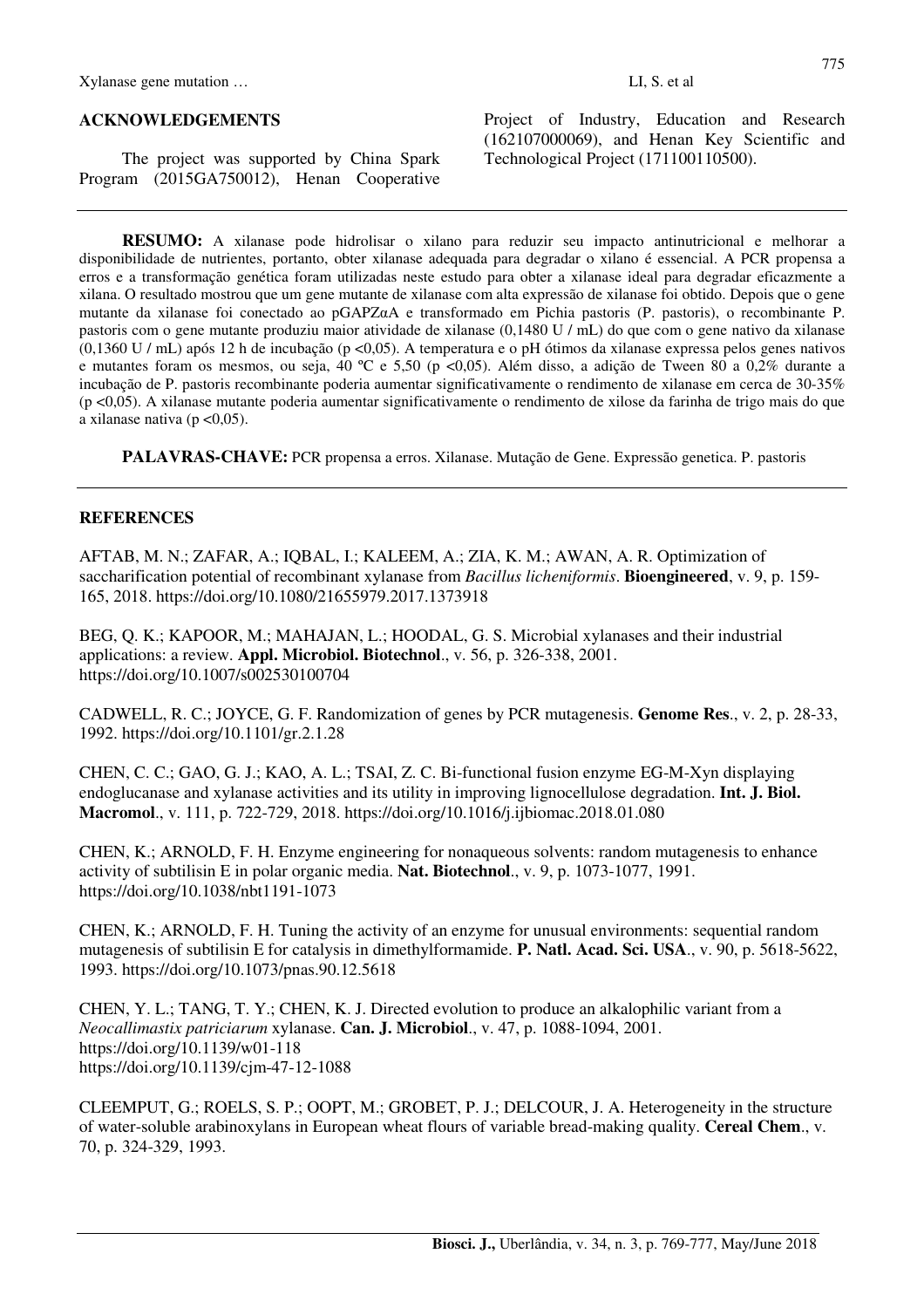## ACKNOWLEDGEMENTS

The project was supported by China Spark Program (2015GA750012), Henan Cooperative Project of Industry, Education and Research (162107000069), and Henan Key Scientific and Technological Project (171100110500).

---

**RESUMO:** A xilanase pode hidrolisar o xilano para reduzir seu impacto antinutricional e melhorar a disponibilidade de nutrientes, portanto, obter xilanase adequada para degradar o xilano é essencial. A PCR propensa a erros e a transformação genética foram utilizadas neste estudo para obter a xilanase ideal para degradar eficazmente a xilana. O resultado mostrou que um gene mutante de xilanase com alta expressão de xilanase foi obtido. Depois que o gene mutante da xilanase foi conectado ao pGAPZαA e transformado em Pichia pastoris (P. pastoris), o recombinante P. pastoris com o gene mutante produziu maior atividade de xilanase (0,1480 U / mL) do que com o gene nativo da xilanase (0,1360 U / mL) após 12 h de incubação (p <0,05). A temperatura e o pH ótimos da xilanase expressa pelos genes nativos e mutantes foram os mesmos, ou seja, 40 ºC e 5,50 (p <0,05). Além disso, a adição de Tween 80 a 0,2% durante a incubação de P. pastoris recombinante poderia aumentar significativamente o rendimento de xilanase em cerca de 30-35% (p <0,05). A xilanase mutante poderia aumentar significativamente o rendimento de xilose da farinha de trigo mais do que a xilanase nativa (p <0,05).

**PALAVRAS-CHAVE:** PCR propensa a erros. Xilanase. Mutação de Gene. Expressão genetica. P. pastoris

---

## REFERENCES

AFTAB, M. N.; ZAFAR, A.; IQBAL, I.; KALEEM, A.; ZIA, K. M.; AWAN, A. R. Optimization of saccharification potential of recombinant xylanase from *Bacillus licheniformis*. **Bioengineered**, v. 9, p. 159-165, 2018. https://doi.org/10.1080/21655979.2017.1373918

BEG, Q. K.; KAPOOR, M.; MAHAJAN, L.; HOODAL, G. S. Microbial xylanases and their industrial applications: a review. **Appl. Microbiol. Biotechnol**., v. 56, p. 326-338, 2001. https://doi.org/10.1007/s002530100704

CADWELL, R. C.; JOYCE, G. F. Randomization of genes by PCR mutagenesis. **Genome Res**., v. 2, p. 28-33, 1992. https://doi.org/10.1101/gr.2.1.28

CHEN, C. C.; GAO, G. J.; KAO, A. L.; TSAI, Z. C. Bi-functional fusion enzyme EG-M-Xyn displaying endoglucanase and xylanase activities and its utility in improving lignocellulose degradation. **Int. J. Biol. Macromol**., v. 111, p. 722-729, 2018. https://doi.org/10.1016/j.ijbiomac.2018.01.080

CHEN, K.; ARNOLD, F. H. Enzyme engineering for nonaqueous solvents: random mutagenesis to enhance activity of subtilisin E in polar organic media. **Nat. Biotechnol**., v. 9, p. 1073-1077, 1991. https://doi.org/10.1038/nbt1191-1073

CHEN, K.; ARNOLD, F. H. Tuning the activity of an enzyme for unusual environments: sequential random mutagenesis of subtilisin E for catalysis in dimethylformamide. **P. Natl. Acad. Sci. USA**., v. 90, p. 5618-5622, 1993. https://doi.org/10.1073/pnas.90.12.5618

CHEN, Y. L.; TANG, T. Y.; CHEN, K. J. Directed evolution to produce an alkalophilic variant from a *Neocallimastix patriciarum* xylanase. **Can. J. Microbiol**., v. 47, p. 1088-1094, 2001. https://doi.org/10.1139/w01-118 https://doi.org/10.1139/cjm-47-12-1088

CLEEMPUT, G.; ROELS, S. P.; OOPT, M.; GROBET, P. J.; DELCOUR, J. A. Heterogeneity in the structure of water-soluble arabinoxylans in European wheat flours of variable bread-making quality. **Cereal Chem**., v. 70, p. 324-329, 1993.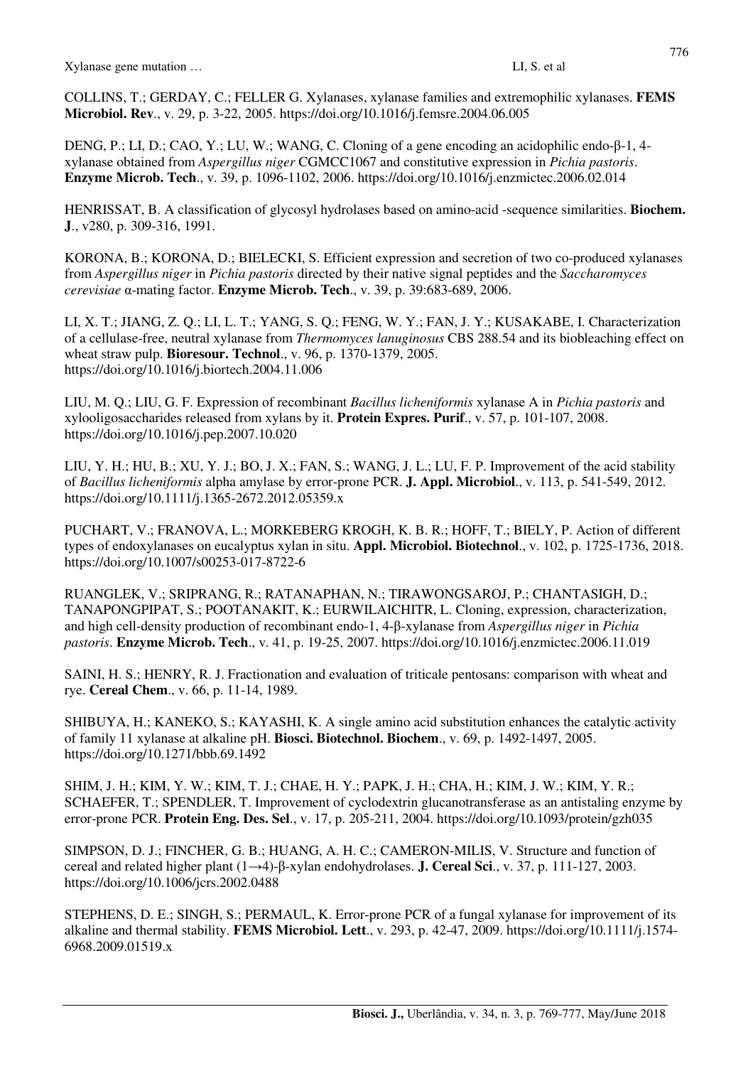COLLINS, T.; GERDAY, C.; FELLER G. Xylanases, xylanase families and extremophilic xylanases. **FEMS Microbiol. Rev**., v. 29, p. 3-22, 2005. https://doi.org/10.1016/j.femsre.2004.06.005

DENG, P.; LI, D.; CAO, Y.; LU, W.; WANG, C. Cloning of a gene encoding an acidophilic endo-β-1, 4-xylanase obtained from *Aspergillus niger* CGMCC1067 and constitutive expression in *Pichia pastoris*. **Enzyme Microb. Tech**., v. 39, p. 1096-1102, 2006. https://doi.org/10.1016/j.enzmictec.2006.02.014

HENRISSAT, B. A classification of glycosyl hydrolases based on amino-acid -sequence similarities. **Biochem. J**., v280, p. 309-316, 1991.

KORONA, B.; KORONA, D.; BIELECKI, S. Efficient expression and secretion of two co-produced xylanases from *Aspergillus niger* in *Pichia pastoris* directed by their native signal peptides and the *Saccharomyces cerevisiae* α-mating factor. **Enzyme Microb. Tech**., v. 39, p. 39:683-689, 2006.

LI, X. T.; JIANG, Z. Q.; LI, L. T.; YANG, S. Q.; FENG, W. Y.; FAN, J. Y.; KUSAKABE, I. Characterization of a cellulase-free, neutral xylanase from *Thermomyces lanuginosus* CBS 288.54 and its biobleaching effect on wheat straw pulp. **Bioresour. Technol**., v. 96, p. 1370-1379, 2005. https://doi.org/10.1016/j.biortech.2004.11.006

LIU, M. Q.; LIU, G. F. Expression of recombinant *Bacillus licheniformis* xylanase A in *Pichia pastoris* and xylooligosaccharides released from xylans by it. **Protein Expres. Purif**., v. 57, p. 101-107, 2008. https://doi.org/10.1016/j.pep.2007.10.020

LIU, Y. H.; HU, B.; XU, Y. J.; BO, J. X.; FAN, S.; WANG, J. L.; LU, F. P. Improvement of the acid stability of *Bacillus licheniformis* alpha amylase by error-prone PCR. **J. Appl. Microbiol**., v. 113, p. 541-549, 2012. https://doi.org/10.1111/j.1365-2672.2012.05359.x

PUCHART, V.; FRANOVA, L.; MORKEBERG KROGH, K. B. R.; HOFF, T.; BIELY, P. Action of different types of endoxylanases on eucalyptus xylan in situ. **Appl. Microbiol. Biotechnol**., v. 102, p. 1725-1736, 2018. https://doi.org/10.1007/s00253-017-8722-6

RUANGLEK, V.; SRIPRANG, R.; RATANAPHAN, N.; TIRAWONGSAROJ, P.; CHANTASIGH, D.; TANAPONGPIPAT, S.; POOTANAKIT, K.; EURWILAICHITR, L. Cloning, expression, characterization, and high cell-density production of recombinant endo-1, 4-β-xylanase from *Aspergillus niger* in *Pichia pastoris*. **Enzyme Microb. Tech**., v. 41, p. 19-25, 2007. https://doi.org/10.1016/j.enzmictec.2006.11.019

SAINI, H. S.; HENRY, R. J. Fractionation and evaluation of triticale pentosans: comparison with wheat and rye. **Cereal Chem**., v. 66, p. 11-14, 1989.

SHIBUYA, H.; KANEKO, S.; KAYASHI, K. A single amino acid substitution enhances the catalytic activity of family 11 xylanase at alkaline pH. **Biosci. Biotechnol. Biochem**., v. 69, p. 1492-1497, 2005. https://doi.org/10.1271/bbb.69.1492

SHIM, J. H.; KIM, Y. W.; KIM, T. J.; CHAE, H. Y.; PAPK, J. H.; CHA, H.; KIM, J. W.; KIM, Y. R.; SCHAEFER, T.; SPENDLER, T. Improvement of cyclodextrin glucanotransferase as an antistaling enzyme by error-prone PCR. **Protein Eng. Des. Sel**., v. 17, p. 205-211, 2004. https://doi.org/10.1093/protein/gzh035

SIMPSON, D. J.; FINCHER, G. B.; HUANG, A. H. C.; CAMERON-MILIS, V. Structure and function of cereal and related higher plant (1→4)-β-xylan endohydrolases. **J. Cereal Sci**., v. 37, p. 111-127, 2003. https://doi.org/10.1006/jcrs.2002.0488

STEPHENS, D. E.; SINGH, S.; PERMAUL, K. Error-prone PCR of a fungal xylanase for improvement of its alkaline and thermal stability. **FEMS Microbiol. Lett**., v. 293, p. 42-47, 2009. https://doi.org/10.1111/j.1574-6968.2009.01519.x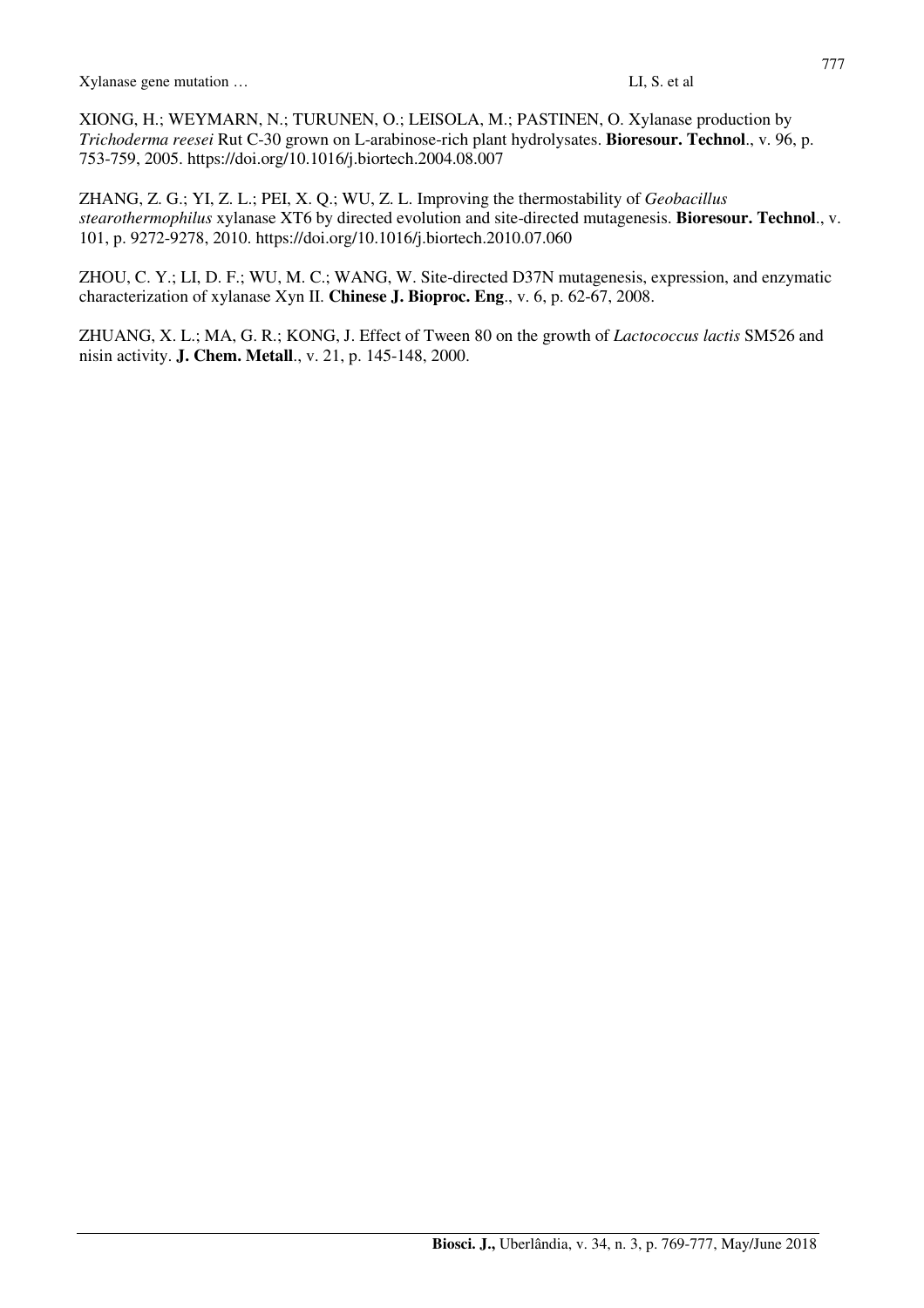XIONG, H.; WEYMARN, N.; TURUNEN, O.; LEISOLA, M.; PASTINEN, O. Xylanase production by *Trichoderma reesei* Rut C-30 grown on L-arabinose-rich plant hydrolysates. **Bioresour. Technol**., v. 96, p. 753-759, 2005. https://doi.org/10.1016/j.biortech.2004.08.007

ZHANG, Z. G.; YI, Z. L.; PEI, X. Q.; WU, Z. L. Improving the thermostability of *Geobacillus stearothermophilus* xylanase XT6 by directed evolution and site-directed mutagenesis. **Bioresour. Technol**., v. 101, p. 9272-9278, 2010. https://doi.org/10.1016/j.biortech.2010.07.060

ZHOU, C. Y.; LI, D. F.; WU, M. C.; WANG, W. Site-directed D37N mutagenesis, expression, and enzymatic characterization of xylanase Xyn II. **Chinese J. Bioproc. Eng**., v. 6, p. 62-67, 2008.

ZHUANG, X. L.; MA, G. R.; KONG, J. Effect of Tween 80 on the growth of *Lactococcus lactis* SM526 and nisin activity. **J. Chem. Metall**., v. 21, p. 145-148, 2000.